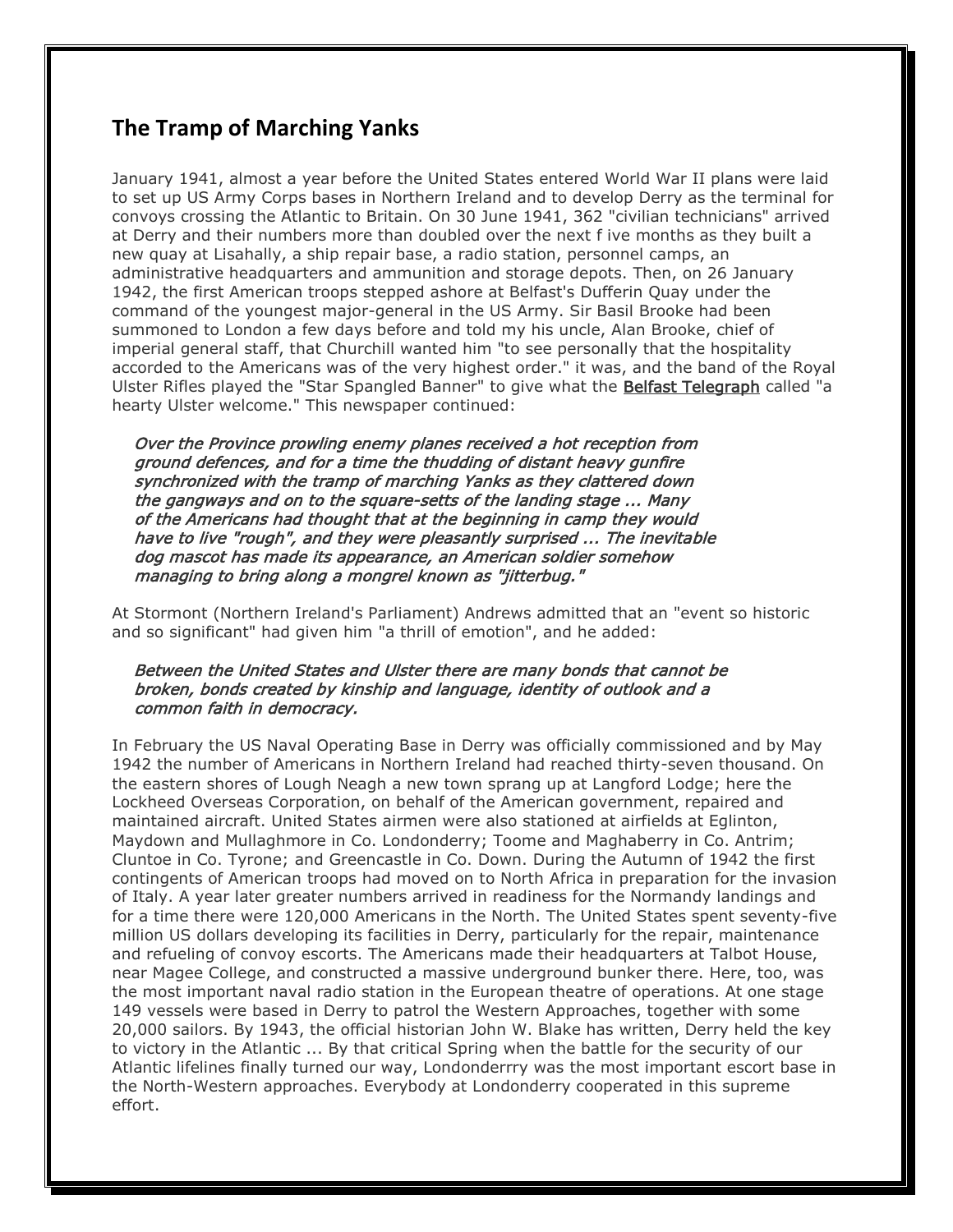## The Tramp of Marching Yanks

January 1941, almost a year before the United States entered World War II plans were laid to set up US Army Corps bases in Northern Ireland and to develop Derry as the terminal for convoys crossing the Atlantic to Britain. On 30 June 1941, 362 "civilian technicians" arrived at Derry and their numbers more than doubled over the next f ive months as they built a new quay at Lisahally, a ship repair base, a radio station, personnel camps, an administrative headquarters and ammunition and storage depots. Then, on 26 January 1942, the first American troops stepped ashore at Belfast's Dufferin Quay under the command of the youngest major-general in the US Army. Sir Basil Brooke had been summoned to London a few days before and told my his uncle, Alan Brooke, chief of imperial general staff, that Churchill wanted him "to see personally that the hospitality accorded to the Americans was of the very highest order." it was, and the band of the Royal Ulster Rifles played the "Star Spangled Banner" to give what the **Belfast Telegraph** called "a hearty Ulster welcome." This newspaper continued:

> *Over the Province prowling enemy planes received a hot reception from ground defences, and for a time the thudding of distant heavy gunfire synchronized with the tramp of marching Yanks as they clattered down the gangways and on to the square-setts of the landing stage ... Many of the Americans had thought that at the beginning in camp they would have to live "rough", and they were pleasantly surprised ... The inevitable dog mascot has made its appearance, an American soldier somehow managing to bring along a mongrel known as "jitterbug."*

At Stormont (Northern Ireland's Parliament) Andrews admitted that an "event so historic and so significant" had given him "a thrill of emotion", and he added:

> *Between the United States and Ulster there are many bonds that cannot be broken, bonds created by kinship and language, identity of outlook and a common faith in democracy.*

In February the US Naval Operating Base in Derry was officially commissioned and by May 1942 the number of Americans in Northern Ireland had reached thirty-seven thousand. On the eastern shores of Lough Neagh a new town sprang up at Langford Lodge; here the Lockheed Overseas Corporation, on behalf of the American government, repaired and maintained aircraft. United States airmen were also stationed at airfields at Eglinton, Maydown and Mullaghmore in Co. Londonderry; Toome and Maghaberry in Co. Antrim; Cluntoe in Co. Tyrone; and Greencastle in Co. Down. During the Autumn of 1942 the first contingents of American troops had moved on to North Africa in preparation for the invasion of Italy. A year later greater numbers arrived in readiness for the Normandy landings and for a time there were 120,000 Americans in the North. The United States spent seventy-five million US dollars developing its facilities in Derry, particularly for the repair, maintenance and refueling of convoy escorts. The Americans made their headquarters at Talbot House, near Magee College, and constructed a massive underground bunker there. Here, too, was the most important naval radio station in the European theatre of operations. At one stage 149 vessels were based in Derry to patrol the Western Approaches, together with some 20,000 sailors. By 1943, the official historian John W. Blake has written, Derry held the key to victory in the Atlantic ... By that critical Spring when the battle for the security of our Atlantic lifelines finally turned our way, Londonderrry was the most important escort base in the North-Western approaches. Everybody at Londonderry cooperated in this supreme effort.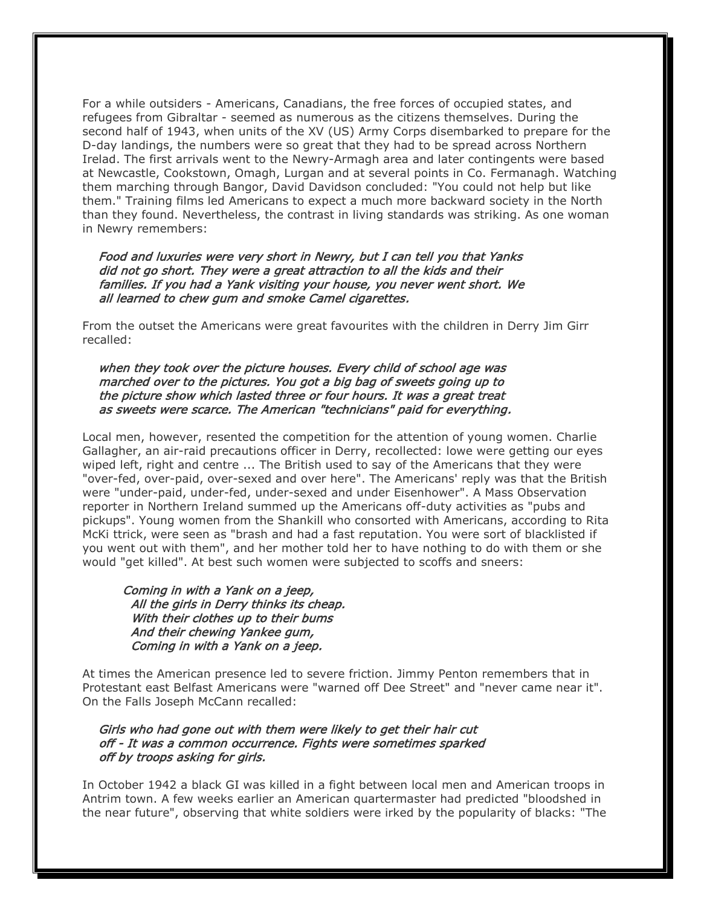For a while outsiders - Americans, Canadians, the free forces of occupied states, and refugees from Gibraltar - seemed as numerous as the citizens themselves. During the second half of 1943, when units of the XV (US) Army Corps disembarked to prepare for the D-day landings, the numbers were so great that they had to be spread across Northern Irelad. The first arrivals went to the Newry-Armagh area and later contingents were based at Newcastle, Cookstown, Omagh, Lurgan and at several points in Co. Fermanagh. Watching them marching through Bangor, David Davidson concluded: "You could not help but like them." Training films led Americans to expect a much more backward society in the North than they found. Nevertheless, the contrast in living standards was striking. As one woman in Newry remembers:

> *Food and luxuries were very short in Newry, but I can tell you that Yanks did not go short. They were a great attraction to all the kids and their families. If you had a Yank visiting your house, you never went short. We all learned to chew gum and smoke Camel cigarettes.*

From the outset the Americans were great favourites with the children in Derry Jim Girr recalled:

> *when they took over the picture houses. Every child of school age was marched over to the pictures. You got a big bag of sweets going up to the picture show which lasted three or four hours. It was a great treat as sweets were scarce. The American "technicians" paid for everything.*

Local men, however, resented the competition for the attention of young women. Charlie Gallagher, an air-raid precautions officer in Derry, recollected: lowe were getting our eyes wiped left, right and centre ... The British used to say of the Americans that they were "over-fed, over-paid, over-sexed and over here". The Americans' reply was that the British were "under-paid, under-fed, under-sexed and under Eisenhower". A Mass Observation reporter in Northern Ireland summed up the Americans off-duty activities as "pubs and pickups". Young women from the Shankill who consorted with Americans, according to Rita McKi ttrick, were seen as "brash and had a fast reputation. You were sort of blacklisted if you went out with them", and her mother told her to have nothing to do with them or she would "get killed". At best such women were subjected to scoffs and sneers:

> *Coming in with a Yank on a jeep,*
> *All the girls in Derry thinks its cheap.*
> *With their clothes up to their bums*
> *And their chewing Yankee gum,*
> *Coming in with a Yank on a jeep.*

At times the American presence led to severe friction. Jimmy Penton remembers that in Protestant east Belfast Americans were "warned off Dee Street" and "never came near it". On the Falls Joseph McCann recalled:

> *Girls who had gone out with them were likely to get their hair cut off - It was a common occurrence. Fights were sometimes sparked off by troops asking for girls.*

In October 1942 a black GI was killed in a fight between local men and American troops in Antrim town. A few weeks earlier an American quartermaster had predicted "bloodshed in the near future", observing that white soldiers were irked by the popularity of blacks: "The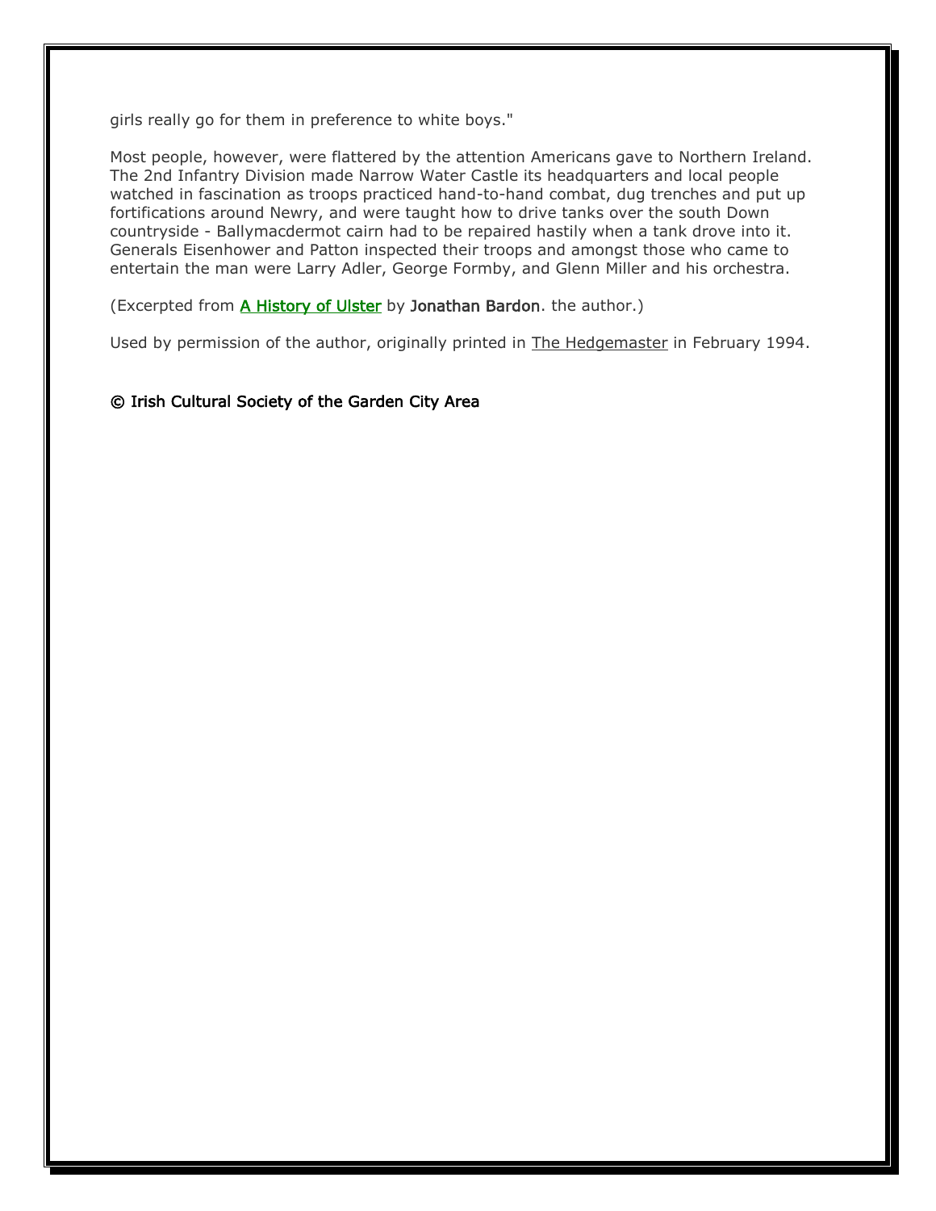girls really go for them in preference to white boys."

Most people, however, were flattered by the attention Americans gave to Northern Ireland. The 2nd Infantry Division made Narrow Water Castle its headquarters and local people watched in fascination as troops practiced hand-to-hand combat, dug trenches and put up fortifications around Newry, and were taught how to drive tanks over the south Down countryside - Ballymacdermot cairn had to be repaired hastily when a tank drove into it. Generals Eisenhower and Patton inspected their troops and amongst those who came to entertain the man were Larry Adler, George Formby, and Glenn Miller and his orchestra.

(Excerpted from A History of Ulster by Jonathan Bardon. the author.)

Used by permission of the author, originally printed in The Hedgemaster in February 1994.

© Irish Cultural Society of the Garden City Area